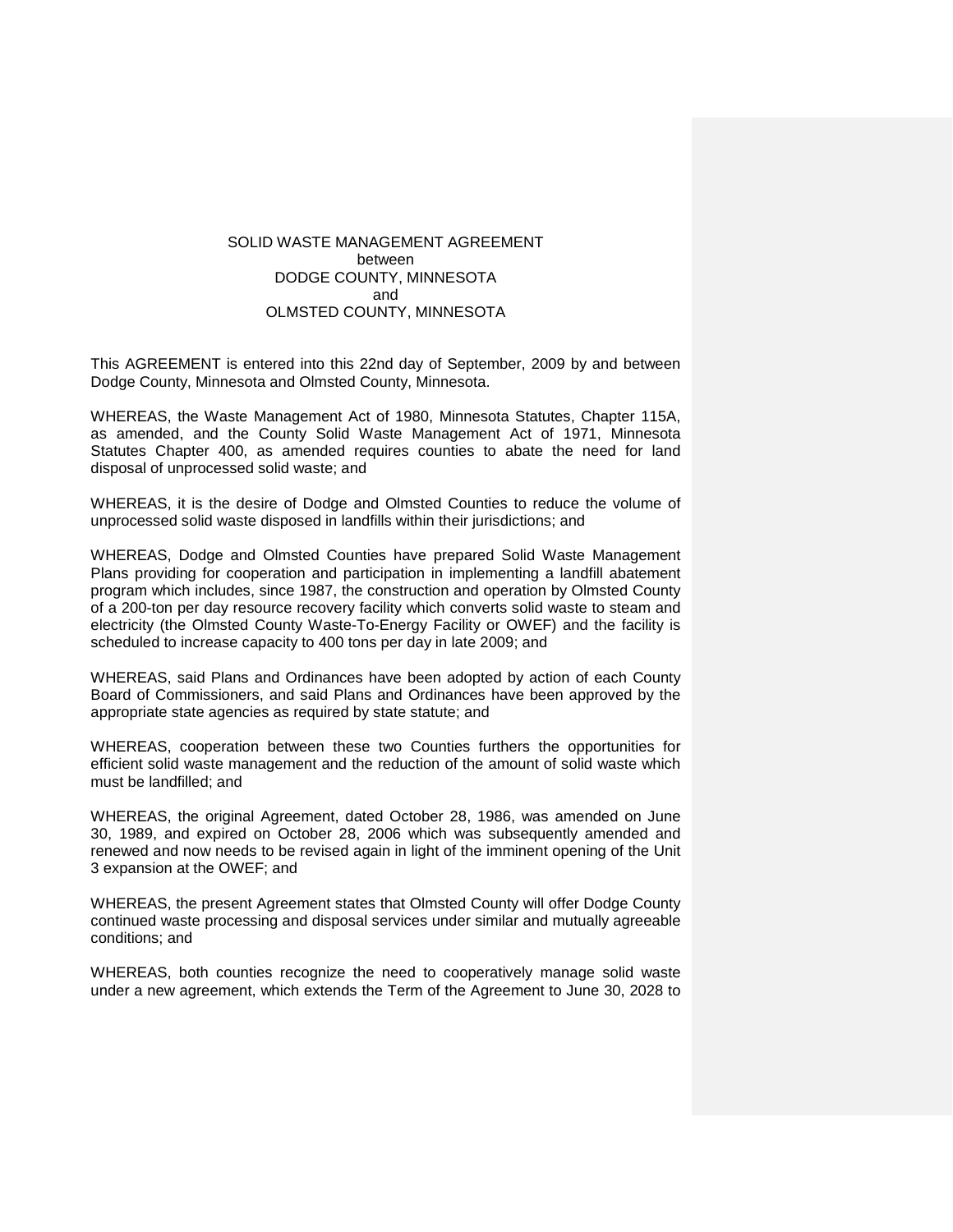SOLID WASTE MANAGEMENT AGREEMENT
between
DODGE COUNTY, MINNESOTA
and
OLMSTED COUNTY, MINNESOTA

This AGREEMENT is entered into this 22nd day of September, 2009 by and between Dodge County, Minnesota and Olmsted County, Minnesota.

WHEREAS, the Waste Management Act of 1980, Minnesota Statutes, Chapter 115A, as amended, and the County Solid Waste Management Act of 1971, Minnesota Statutes Chapter 400, as amended requires counties to abate the need for land disposal of unprocessed solid waste; and

WHEREAS, it is the desire of Dodge and Olmsted Counties to reduce the volume of unprocessed solid waste disposed in landfills within their jurisdictions; and

WHEREAS, Dodge and Olmsted Counties have prepared Solid Waste Management Plans providing for cooperation and participation in implementing a landfill abatement program which includes, since 1987, the construction and operation by Olmsted County of a 200-ton per day resource recovery facility which converts solid waste to steam and electricity (the Olmsted County Waste-To-Energy Facility or OWEF) and the facility is scheduled to increase capacity to 400 tons per day in late 2009; and

WHEREAS, said Plans and Ordinances have been adopted by action of each County Board of Commissioners, and said Plans and Ordinances have been approved by the appropriate state agencies as required by state statute; and

WHEREAS, cooperation between these two Counties furthers the opportunities for efficient solid waste management and the reduction of the amount of solid waste which must be landfilled; and

WHEREAS, the original Agreement, dated October 28, 1986, was amended on June 30, 1989, and expired on October 28, 2006 which was subsequently amended and renewed and now needs to be revised again in light of the imminent opening of the Unit 3 expansion at the OWEF; and

WHEREAS, the present Agreement states that Olmsted County will offer Dodge County continued waste processing and disposal services under similar and mutually agreeable conditions; and

WHEREAS, both counties recognize the need to cooperatively manage solid waste under a new agreement, which extends the Term of the Agreement to June 30, 2028 to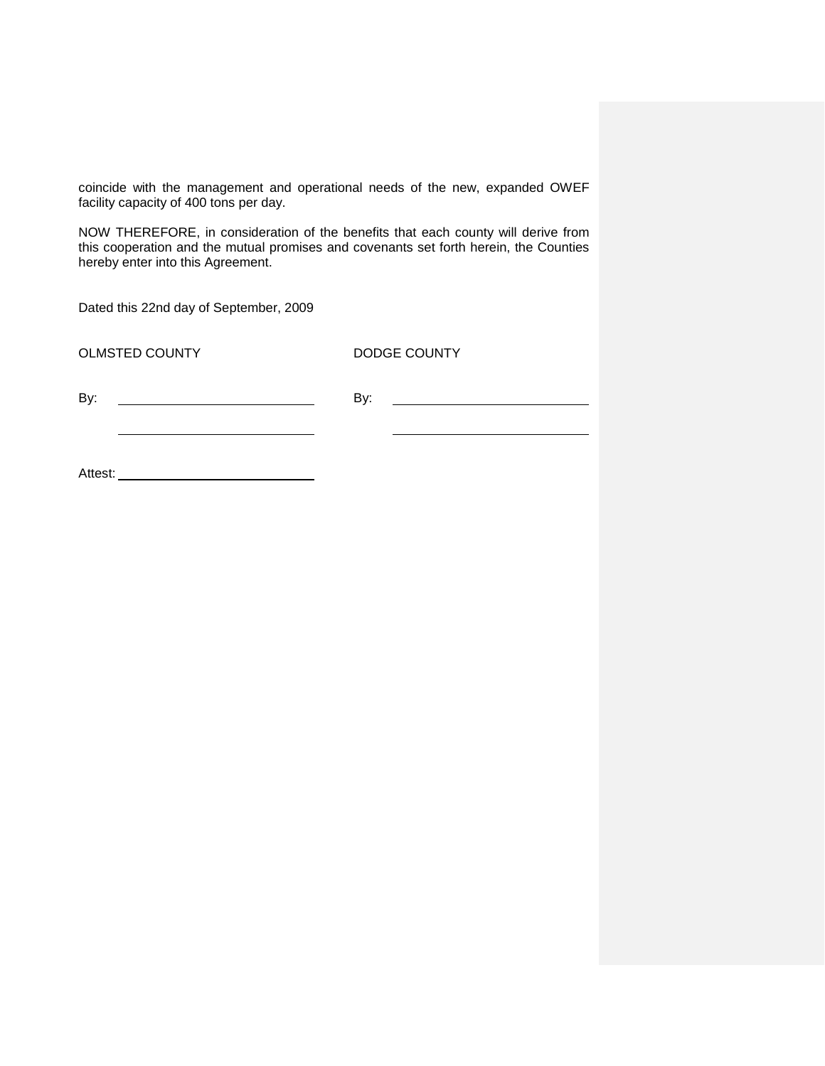coincide with the management and operational needs of the new, expanded OWEF facility capacity of 400 tons per day.

NOW THEREFORE, in consideration of the benefits that each county will derive from this cooperation and the mutual promises and covenants set forth herein, the Counties hereby enter into this Agreement.

Dated this 22nd day of September, 2009

| OLMSTED COUNTY | DODGE COUNTY |
| --- | --- |
| By: ____________________________ | By: ____________________________ |
| ____________________________ | ____________________________ |

Attest: ____________________________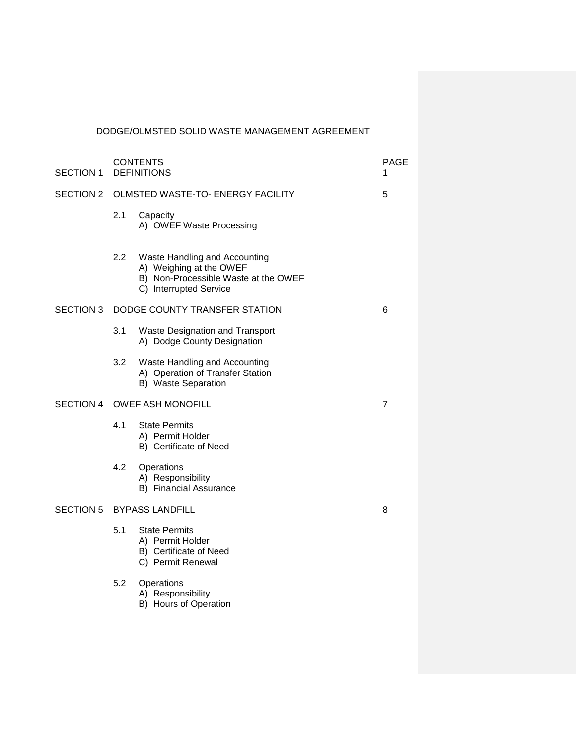# DODGE/OLMSTED SOLID WASTE MANAGEMENT AGREEMENT

| | CONTENTS | PAGE |
|---|---|---|
| SECTION 1 | DEFINITIONS | 1 |
| SECTION 2 | OLMSTED WASTE-TO- ENERGY FACILITY | 5 |
| | 2.1 Capacity<br>A) OWEF Waste Processing | |
| | 2.2 Waste Handling and Accounting<br>A) Weighing at the OWEF<br>B) Non-Processible Waste at the OWEF<br>C) Interrupted Service | |
| SECTION 3 | DODGE COUNTY TRANSFER STATION | 6 |
| | 3.1 Waste Designation and Transport<br>A) Dodge County Designation | |
| | 3.2 Waste Handling and Accounting<br>A) Operation of Transfer Station<br>B) Waste Separation | |
| SECTION 4 | OWEF ASH MONOFILL | 7 |
| | 4.1 State Permits<br>A) Permit Holder<br>B) Certificate of Need | |
| | 4.2 Operations<br>A) Responsibility<br>B) Financial Assurance | |
| SECTION 5 | BYPASS LANDFILL | 8 |
| | 5.1 State Permits<br>A) Permit Holder<br>B) Certificate of Need<br>C) Permit Renewal | |
| | 5.2 Operations<br>A) Responsibility<br>B) Hours of Operation | |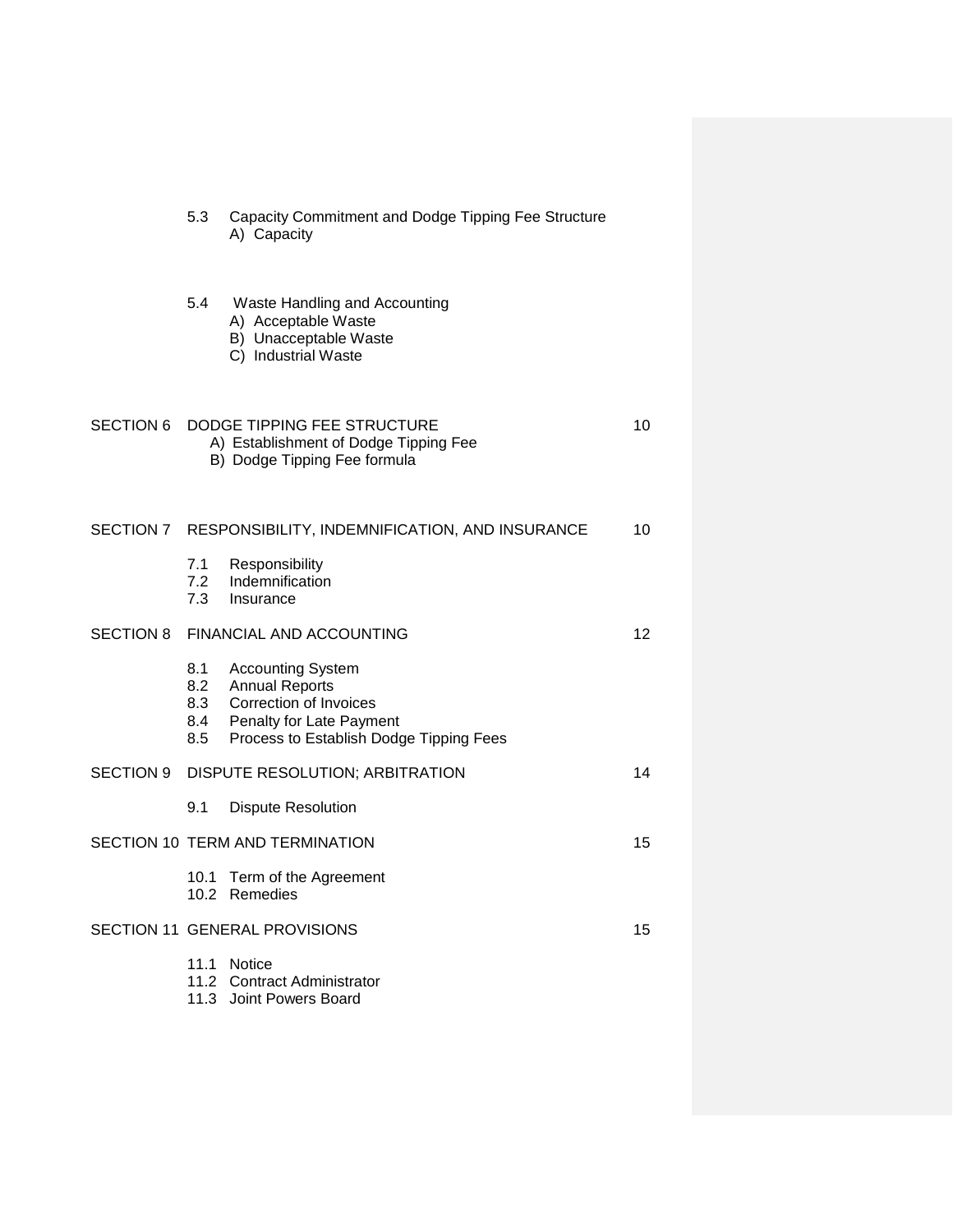5.3 Capacity Commitment and Dodge Tipping Fee Structure
- A) Capacity

5.4 Waste Handling and Accounting
- A) Acceptable Waste
- B) Unacceptable Waste
- C) Industrial Waste

| | | |
|---|---|---|
| SECTION 6 | DODGE TIPPING FEE STRUCTURE<br>A) Establishment of Dodge Tipping Fee<br>B) Dodge Tipping Fee formula | 10 |
| SECTION 7 | RESPONSIBILITY, INDEMNIFICATION, AND INSURANCE<br>7.1 Responsibility<br>7.2 Indemnification<br>7.3 Insurance | 10 |
| SECTION 8 | FINANCIAL AND ACCOUNTING<br>8.1 Accounting System<br>8.2 Annual Reports<br>8.3 Correction of Invoices<br>8.4 Penalty for Late Payment<br>8.5 Process to Establish Dodge Tipping Fees | 12 |
| SECTION 9 | DISPUTE RESOLUTION; ARBITRATION<br>9.1 Dispute Resolution | 14 |
| SECTION 10 | TERM AND TERMINATION<br>10.1 Term of the Agreement<br>10.2 Remedies | 15 |
| SECTION 11 | GENERAL PROVISIONS<br>11.1 Notice<br>11.2 Contract Administrator<br>11.3 Joint Powers Board | 15 |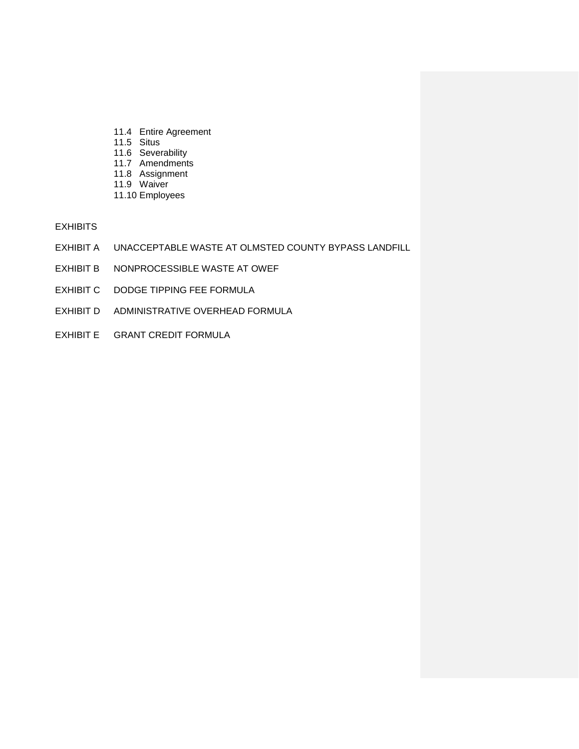11.4 Entire Agreement
11.5 Situs
11.6 Severability
11.7 Amendments
11.8 Assignment
11.9 Waiver
11.10 Employees

EXHIBITS

EXHIBIT A UNACCEPTABLE WASTE AT OLMSTED COUNTY BYPASS LANDFILL

EXHIBIT B NONPROCESSIBLE WASTE AT OWEF

EXHIBIT C DODGE TIPPING FEE FORMULA

EXHIBIT D ADMINISTRATIVE OVERHEAD FORMULA

EXHIBIT E GRANT CREDIT FORMULA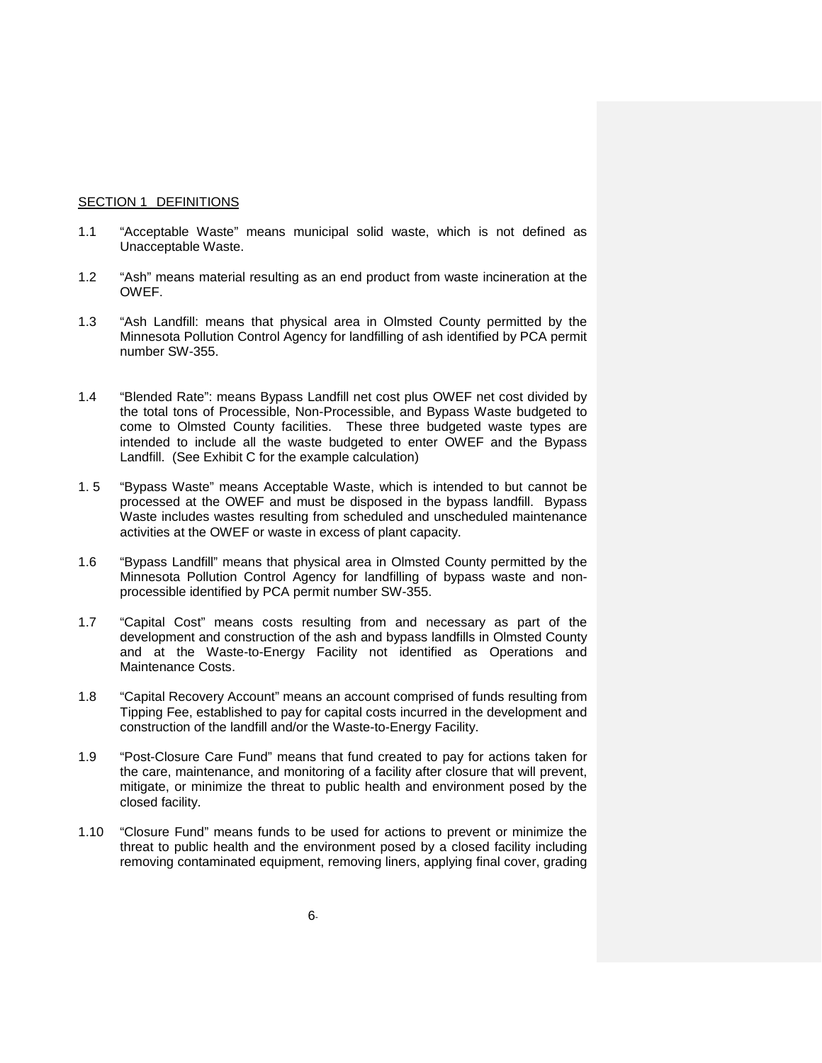<u>SECTION 1 DEFINITIONS</u>

1.1 "Acceptable Waste" means municipal solid waste, which is not defined as Unacceptable Waste.

1.2 "Ash" means material resulting as an end product from waste incineration at the OWEF.

1.3 "Ash Landfill: means that physical area in Olmsted County permitted by the Minnesota Pollution Control Agency for landfilling of ash identified by PCA permit number SW-355.

1.4 "Blended Rate": means Bypass Landfill net cost plus OWEF net cost divided by the total tons of Processible, Non-Processible, and Bypass Waste budgeted to come to Olmsted County facilities. These three budgeted waste types are intended to include all the waste budgeted to enter OWEF and the Bypass Landfill. (See Exhibit C for the example calculation)

1. 5 "Bypass Waste" means Acceptable Waste, which is intended to but cannot be processed at the OWEF and must be disposed in the bypass landfill. Bypass Waste includes wastes resulting from scheduled and unscheduled maintenance activities at the OWEF or waste in excess of plant capacity.

1.6 "Bypass Landfill" means that physical area in Olmsted County permitted by the Minnesota Pollution Control Agency for landfilling of bypass waste and non-processible identified by PCA permit number SW-355.

1.7 "Capital Cost" means costs resulting from and necessary as part of the development and construction of the ash and bypass landfills in Olmsted County and at the Waste-to-Energy Facility not identified as Operations and Maintenance Costs.

1.8 "Capital Recovery Account" means an account comprised of funds resulting from Tipping Fee, established to pay for capital costs incurred in the development and construction of the landfill and/or the Waste-to-Energy Facility.

1.9 "Post-Closure Care Fund" means that fund created to pay for actions taken for the care, maintenance, and monitoring of a facility after closure that will prevent, mitigate, or minimize the threat to public health and environment posed by the closed facility.

1.10 "Closure Fund" means funds to be used for actions to prevent or minimize the threat to public health and the environment posed by a closed facility including removing contaminated equipment, removing liners, applying final cover, grading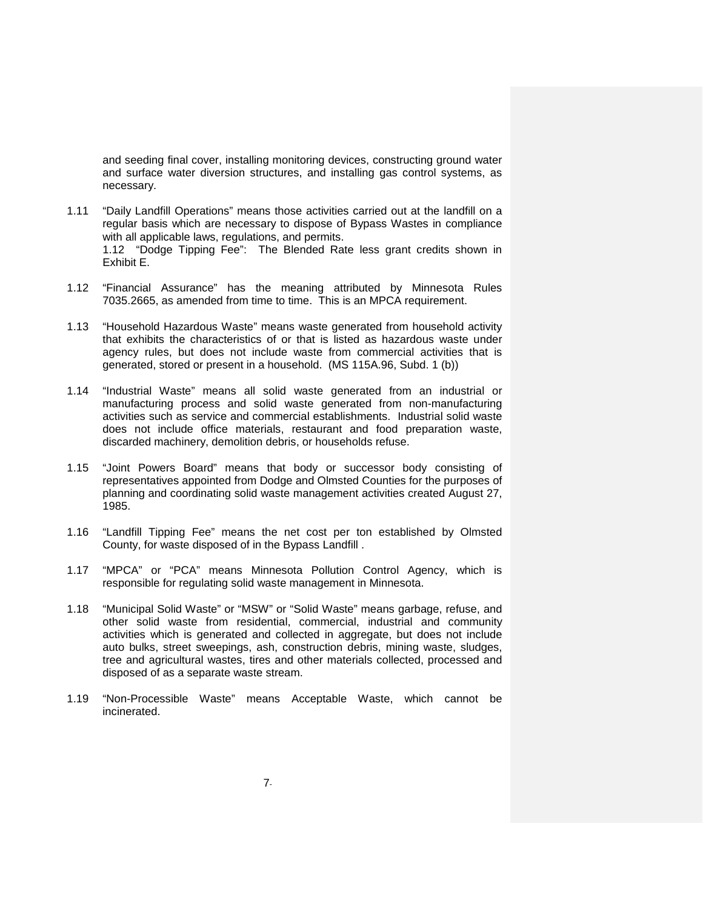and seeding final cover, installing monitoring devices, constructing ground water and surface water diversion structures, and installing gas control systems, as necessary.

1.11 "Daily Landfill Operations" means those activities carried out at the landfill on a regular basis which are necessary to dispose of Bypass Wastes in compliance with all applicable laws, regulations, and permits.
1.12 "Dodge Tipping Fee": The Blended Rate less grant credits shown in Exhibit E.

1.12 "Financial Assurance" has the meaning attributed by Minnesota Rules 7035.2665, as amended from time to time. This is an MPCA requirement.

1.13 "Household Hazardous Waste" means waste generated from household activity that exhibits the characteristics of or that is listed as hazardous waste under agency rules, but does not include waste from commercial activities that is generated, stored or present in a household. (MS 115A.96, Subd. 1 (b))

1.14 "Industrial Waste" means all solid waste generated from an industrial or manufacturing process and solid waste generated from non-manufacturing activities such as service and commercial establishments. Industrial solid waste does not include office materials, restaurant and food preparation waste, discarded machinery, demolition debris, or households refuse.

1.15 "Joint Powers Board" means that body or successor body consisting of representatives appointed from Dodge and Olmsted Counties for the purposes of planning and coordinating solid waste management activities created August 27, 1985.

1.16 "Landfill Tipping Fee" means the net cost per ton established by Olmsted County, for waste disposed of in the Bypass Landfill .

1.17 "MPCA" or "PCA" means Minnesota Pollution Control Agency, which is responsible for regulating solid waste management in Minnesota.

1.18 "Municipal Solid Waste" or "MSW" or "Solid Waste" means garbage, refuse, and other solid waste from residential, commercial, industrial and community activities which is generated and collected in aggregate, but does not include auto bulks, street sweepings, ash, construction debris, mining waste, sludges, tree and agricultural wastes, tires and other materials collected, processed and disposed of as a separate waste stream.

1.19 "Non-Processible Waste" means Acceptable Waste, which cannot be incinerated.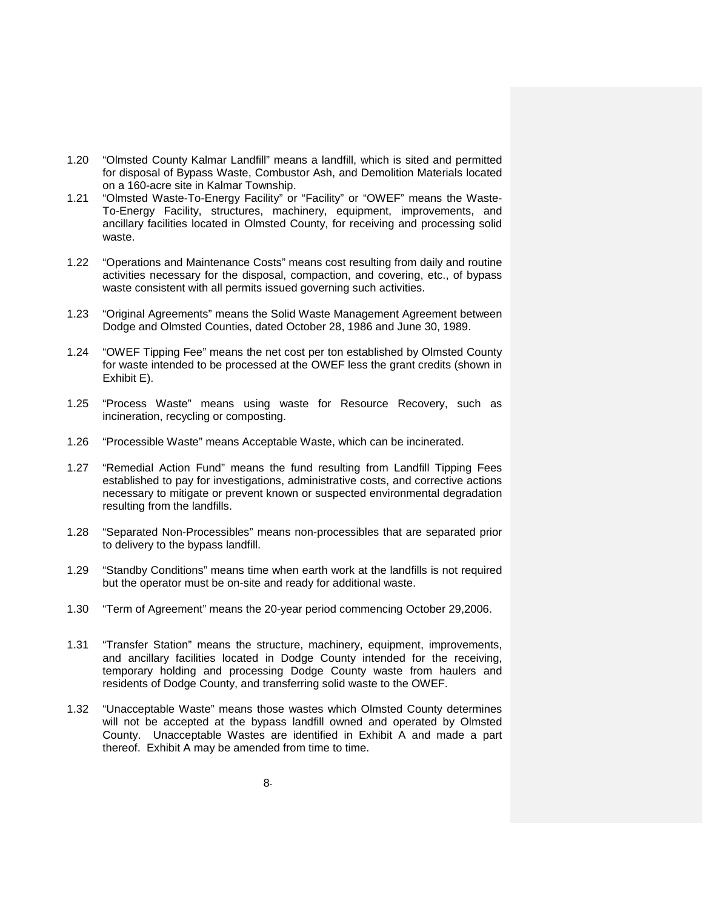1.20 "Olmsted County Kalmar Landfill" means a landfill, which is sited and permitted for disposal of Bypass Waste, Combustor Ash, and Demolition Materials located on a 160-acre site in Kalmar Township.

1.21 "Olmsted Waste-To-Energy Facility" or "Facility" or "OWEF" means the Waste-To-Energy Facility, structures, machinery, equipment, improvements, and ancillary facilities located in Olmsted County, for receiving and processing solid waste.

1.22 "Operations and Maintenance Costs" means cost resulting from daily and routine activities necessary for the disposal, compaction, and covering, etc., of bypass waste consistent with all permits issued governing such activities.

1.23 "Original Agreements" means the Solid Waste Management Agreement between Dodge and Olmsted Counties, dated October 28, 1986 and June 30, 1989.

1.24 "OWEF Tipping Fee" means the net cost per ton established by Olmsted County for waste intended to be processed at the OWEF less the grant credits (shown in Exhibit E).

1.25 "Process Waste" means using waste for Resource Recovery, such as incineration, recycling or composting.

1.26 "Processible Waste" means Acceptable Waste, which can be incinerated.

1.27 "Remedial Action Fund" means the fund resulting from Landfill Tipping Fees established to pay for investigations, administrative costs, and corrective actions necessary to mitigate or prevent known or suspected environmental degradation resulting from the landfills.

1.28 "Separated Non-Processibles" means non-processibles that are separated prior to delivery to the bypass landfill.

1.29 "Standby Conditions" means time when earth work at the landfills is not required but the operator must be on-site and ready for additional waste.

1.30 "Term of Agreement" means the 20-year period commencing October 29,2006.

1.31 "Transfer Station" means the structure, machinery, equipment, improvements, and ancillary facilities located in Dodge County intended for the receiving, temporary holding and processing Dodge County waste from haulers and residents of Dodge County, and transferring solid waste to the OWEF.

1.32 "Unacceptable Waste" means those wastes which Olmsted County determines will not be accepted at the bypass landfill owned and operated by Olmsted County. Unacceptable Wastes are identified in Exhibit A and made a part thereof. Exhibit A may be amended from time to time.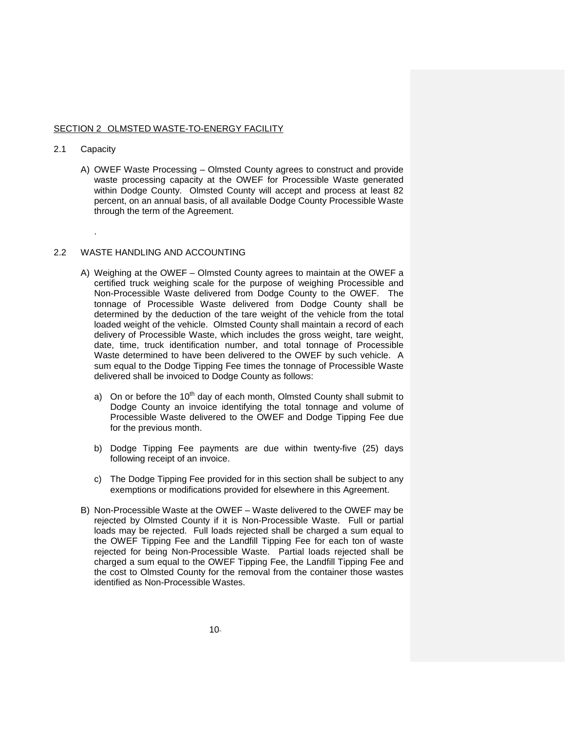## SECTION 2 OLMSTED WASTE-TO-ENERGY FACILITY

2.1 Capacity

A) OWEF Waste Processing – Olmsted County agrees to construct and provide waste processing capacity at the OWEF for Processible Waste generated within Dodge County. Olmsted County will accept and process at least 82 percent, on an annual basis, of all available Dodge County Processible Waste through the term of the Agreement.

.

2.2 WASTE HANDLING AND ACCOUNTING

A) Weighing at the OWEF – Olmsted County agrees to maintain at the OWEF a certified truck weighing scale for the purpose of weighing Processible and Non-Processible Waste delivered from Dodge County to the OWEF. The tonnage of Processible Waste delivered from Dodge County shall be determined by the deduction of the tare weight of the vehicle from the total loaded weight of the vehicle. Olmsted County shall maintain a record of each delivery of Processible Waste, which includes the gross weight, tare weight, date, time, truck identification number, and total tonnage of Processible Waste determined to have been delivered to the OWEF by such vehicle. A sum equal to the Dodge Tipping Fee times the tonnage of Processible Waste delivered shall be invoiced to Dodge County as follows:

a) On or before the 10th day of each month, Olmsted County shall submit to Dodge County an invoice identifying the total tonnage and volume of Processible Waste delivered to the OWEF and Dodge Tipping Fee due for the previous month.

b) Dodge Tipping Fee payments are due within twenty-five (25) days following receipt of an invoice.

c) The Dodge Tipping Fee provided for in this section shall be subject to any exemptions or modifications provided for elsewhere in this Agreement.

B) Non-Processible Waste at the OWEF – Waste delivered to the OWEF may be rejected by Olmsted County if it is Non-Processible Waste. Full or partial loads may be rejected. Full loads rejected shall be charged a sum equal to the OWEF Tipping Fee and the Landfill Tipping Fee for each ton of waste rejected for being Non-Processible Waste. Partial loads rejected shall be charged a sum equal to the OWEF Tipping Fee, the Landfill Tipping Fee and the cost to Olmsted County for the removal from the container those wastes identified as Non-Processible Wastes.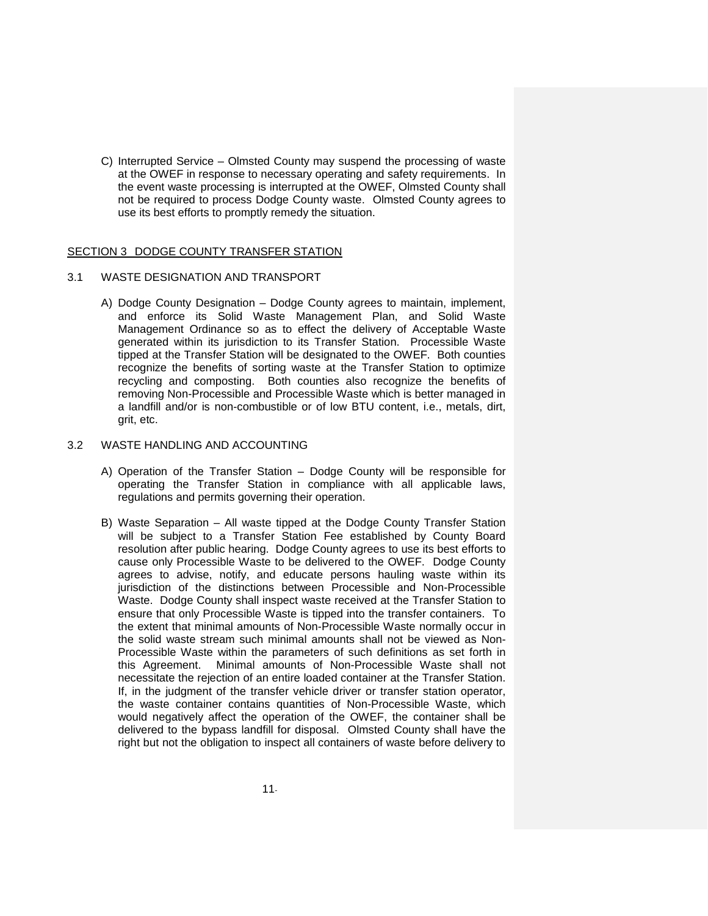C) Interrupted Service – Olmsted County may suspend the processing of waste at the OWEF in response to necessary operating and safety requirements. In the event waste processing is interrupted at the OWEF, Olmsted County shall not be required to process Dodge County waste. Olmsted County agrees to use its best efforts to promptly remedy the situation.

## SECTION 3 DODGE COUNTY TRANSFER STATION

### 3.1 WASTE DESIGNATION AND TRANSPORT

A) Dodge County Designation – Dodge County agrees to maintain, implement, and enforce its Solid Waste Management Plan, and Solid Waste Management Ordinance so as to effect the delivery of Acceptable Waste generated within its jurisdiction to its Transfer Station. Processible Waste tipped at the Transfer Station will be designated to the OWEF. Both counties recognize the benefits of sorting waste at the Transfer Station to optimize recycling and composting. Both counties also recognize the benefits of removing Non-Processible and Processible Waste which is better managed in a landfill and/or is non-combustible or of low BTU content, i.e., metals, dirt, grit, etc.

### 3.2 WASTE HANDLING AND ACCOUNTING

A) Operation of the Transfer Station – Dodge County will be responsible for operating the Transfer Station in compliance with all applicable laws, regulations and permits governing their operation.

B) Waste Separation – All waste tipped at the Dodge County Transfer Station will be subject to a Transfer Station Fee established by County Board resolution after public hearing. Dodge County agrees to use its best efforts to cause only Processible Waste to be delivered to the OWEF. Dodge County agrees to advise, notify, and educate persons hauling waste within its jurisdiction of the distinctions between Processible and Non-Processible Waste. Dodge County shall inspect waste received at the Transfer Station to ensure that only Processible Waste is tipped into the transfer containers. To the extent that minimal amounts of Non-Processible Waste normally occur in the solid waste stream such minimal amounts shall not be viewed as Non-Processible Waste within the parameters of such definitions as set forth in this Agreement. Minimal amounts of Non-Processible Waste shall not necessitate the rejection of an entire loaded container at the Transfer Station. If, in the judgment of the transfer vehicle driver or transfer station operator, the waste container contains quantities of Non-Processible Waste, which would negatively affect the operation of the OWEF, the container shall be delivered to the bypass landfill for disposal. Olmsted County shall have the right but not the obligation to inspect all containers of waste before delivery to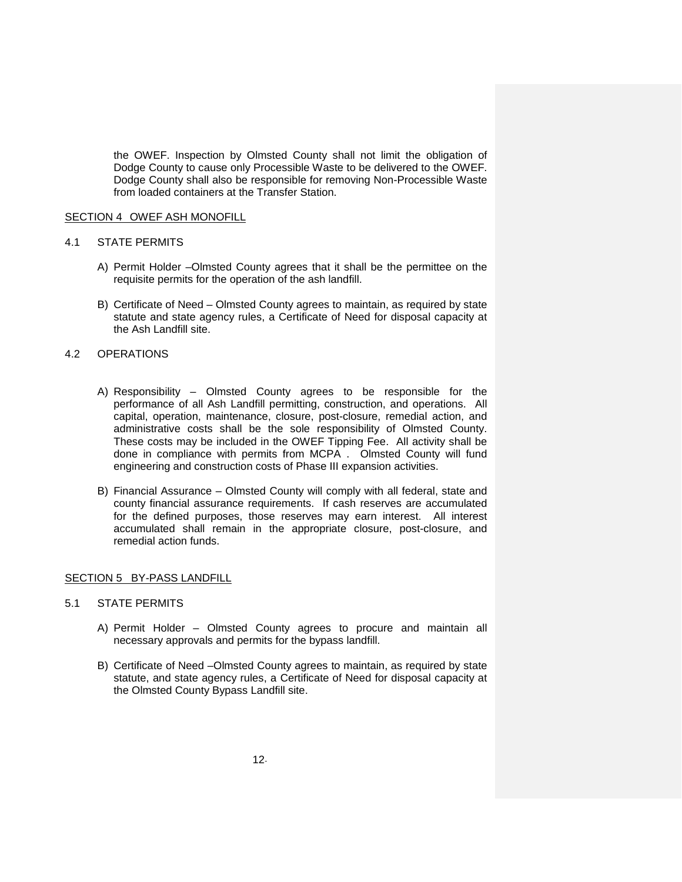the OWEF. Inspection by Olmsted County shall not limit the obligation of Dodge County to cause only Processible Waste to be delivered to the OWEF. Dodge County shall also be responsible for removing Non-Processible Waste from loaded containers at the Transfer Station.

## SECTION 4 OWEF ASH MONOFILL

### 4.1 STATE PERMITS

A) Permit Holder –Olmsted County agrees that it shall be the permittee on the requisite permits for the operation of the ash landfill.

B) Certificate of Need – Olmsted County agrees to maintain, as required by state statute and state agency rules, a Certificate of Need for disposal capacity at the Ash Landfill site.

### 4.2 OPERATIONS

A) Responsibility – Olmsted County agrees to be responsible for the performance of all Ash Landfill permitting, construction, and operations. All capital, operation, maintenance, closure, post-closure, remedial action, and administrative costs shall be the sole responsibility of Olmsted County. These costs may be included in the OWEF Tipping Fee. All activity shall be done in compliance with permits from MCPA . Olmsted County will fund engineering and construction costs of Phase III expansion activities.

B) Financial Assurance – Olmsted County will comply with all federal, state and county financial assurance requirements. If cash reserves are accumulated for the defined purposes, those reserves may earn interest. All interest accumulated shall remain in the appropriate closure, post-closure, and remedial action funds.

## SECTION 5 BY-PASS LANDFILL

### 5.1 STATE PERMITS

A) Permit Holder – Olmsted County agrees to procure and maintain all necessary approvals and permits for the bypass landfill.

B) Certificate of Need –Olmsted County agrees to maintain, as required by state statute, and state agency rules, a Certificate of Need for disposal capacity at the Olmsted County Bypass Landfill site.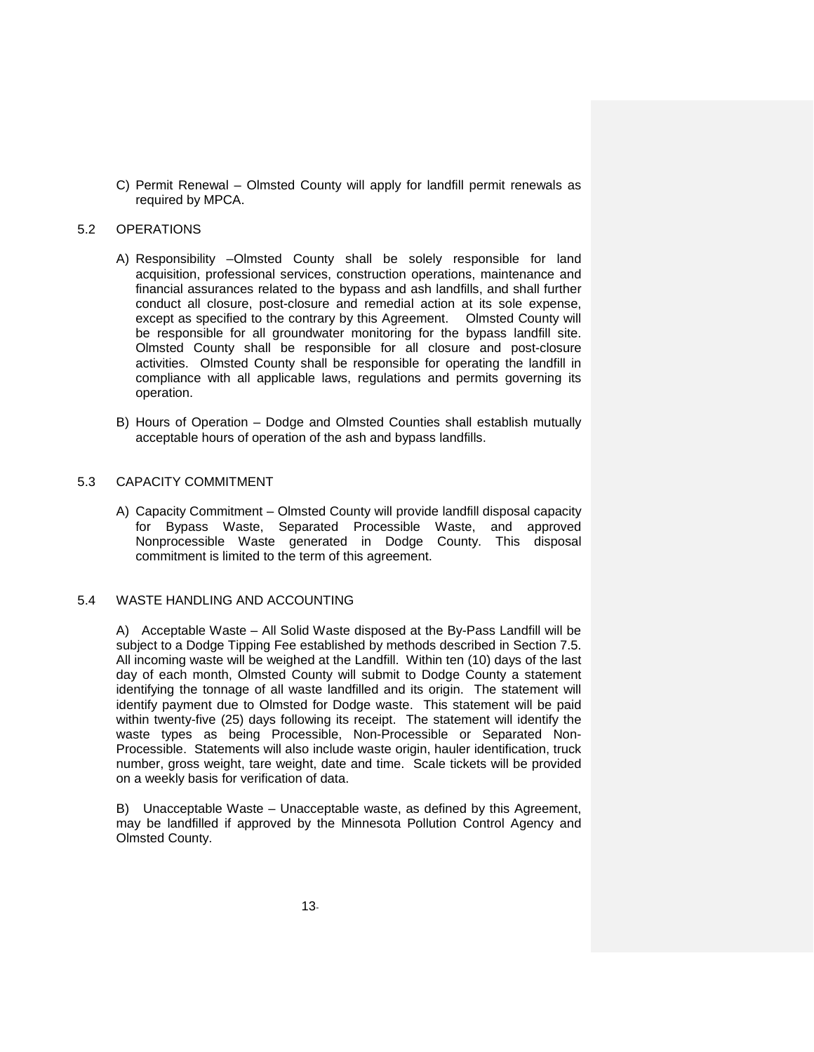C) Permit Renewal – Olmsted County will apply for landfill permit renewals as required by MPCA.

## 5.2 OPERATIONS

A) Responsibility –Olmsted County shall be solely responsible for land acquisition, professional services, construction operations, maintenance and financial assurances related to the bypass and ash landfills, and shall further conduct all closure, post-closure and remedial action at its sole expense, except as specified to the contrary by this Agreement. Olmsted County will be responsible for all groundwater monitoring for the bypass landfill site. Olmsted County shall be responsible for all closure and post-closure activities. Olmsted County shall be responsible for operating the landfill in compliance with all applicable laws, regulations and permits governing its operation.

B) Hours of Operation – Dodge and Olmsted Counties shall establish mutually acceptable hours of operation of the ash and bypass landfills.

## 5.3 CAPACITY COMMITMENT

A) Capacity Commitment – Olmsted County will provide landfill disposal capacity for Bypass Waste, Separated Processible Waste, and approved Nonprocessible Waste generated in Dodge County. This disposal commitment is limited to the term of this agreement.

## 5.4 WASTE HANDLING AND ACCOUNTING

A) Acceptable Waste – All Solid Waste disposed at the By-Pass Landfill will be subject to a Dodge Tipping Fee established by methods described in Section 7.5. All incoming waste will be weighed at the Landfill. Within ten (10) days of the last day of each month, Olmsted County will submit to Dodge County a statement identifying the tonnage of all waste landfilled and its origin. The statement will identify payment due to Olmsted for Dodge waste. This statement will be paid within twenty-five (25) days following its receipt. The statement will identify the waste types as being Processible, Non-Processible or Separated Non-Processible. Statements will also include waste origin, hauler identification, truck number, gross weight, tare weight, date and time. Scale tickets will be provided on a weekly basis for verification of data.

B) Unacceptable Waste – Unacceptable waste, as defined by this Agreement, may be landfilled if approved by the Minnesota Pollution Control Agency and Olmsted County.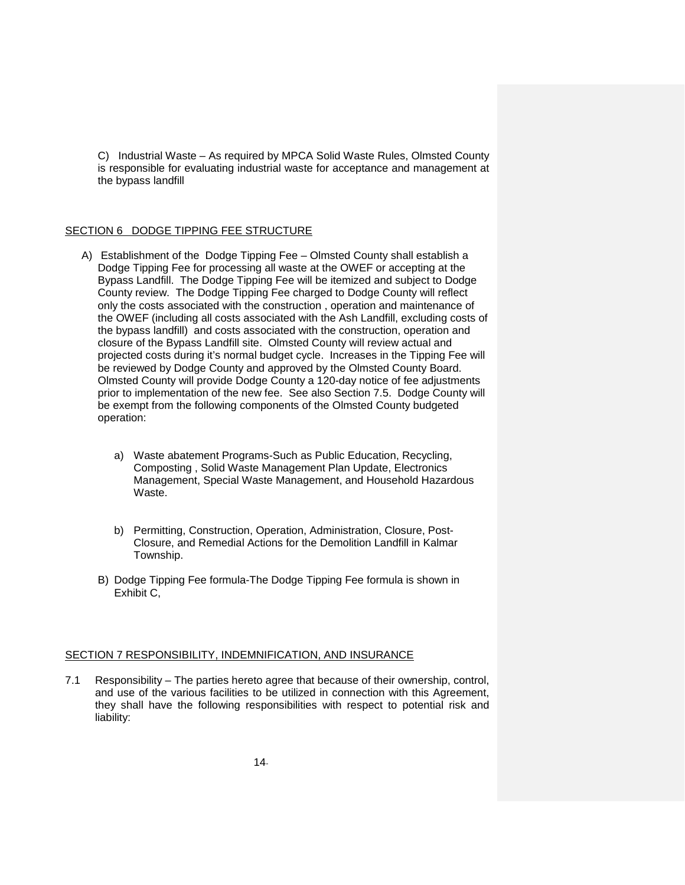C) Industrial Waste – As required by MPCA Solid Waste Rules, Olmsted County is responsible for evaluating industrial waste for acceptance and management at the bypass landfill

## SECTION 6 DODGE TIPPING FEE STRUCTURE

A) Establishment of the Dodge Tipping Fee – Olmsted County shall establish a Dodge Tipping Fee for processing all waste at the OWEF or accepting at the Bypass Landfill. The Dodge Tipping Fee will be itemized and subject to Dodge County review. The Dodge Tipping Fee charged to Dodge County will reflect only the costs associated with the construction , operation and maintenance of the OWEF (including all costs associated with the Ash Landfill, excluding costs of the bypass landfill) and costs associated with the construction, operation and closure of the Bypass Landfill site. Olmsted County will review actual and projected costs during it's normal budget cycle. Increases in the Tipping Fee will be reviewed by Dodge County and approved by the Olmsted County Board. Olmsted County will provide Dodge County a 120-day notice of fee adjustments prior to implementation of the new fee. See also Section 7.5. Dodge County will be exempt from the following components of the Olmsted County budgeted operation:

   a) Waste abatement Programs-Such as Public Education, Recycling, Composting , Solid Waste Management Plan Update, Electronics Management, Special Waste Management, and Household Hazardous Waste.

   b) Permitting, Construction, Operation, Administration, Closure, Post-Closure, and Remedial Actions for the Demolition Landfill in Kalmar Township.

B) Dodge Tipping Fee formula-The Dodge Tipping Fee formula is shown in Exhibit C,

## SECTION 7 RESPONSIBILITY, INDEMNIFICATION, AND INSURANCE

7.1 Responsibility – The parties hereto agree that because of their ownership, control, and use of the various facilities to be utilized in connection with this Agreement, they shall have the following responsibilities with respect to potential risk and liability: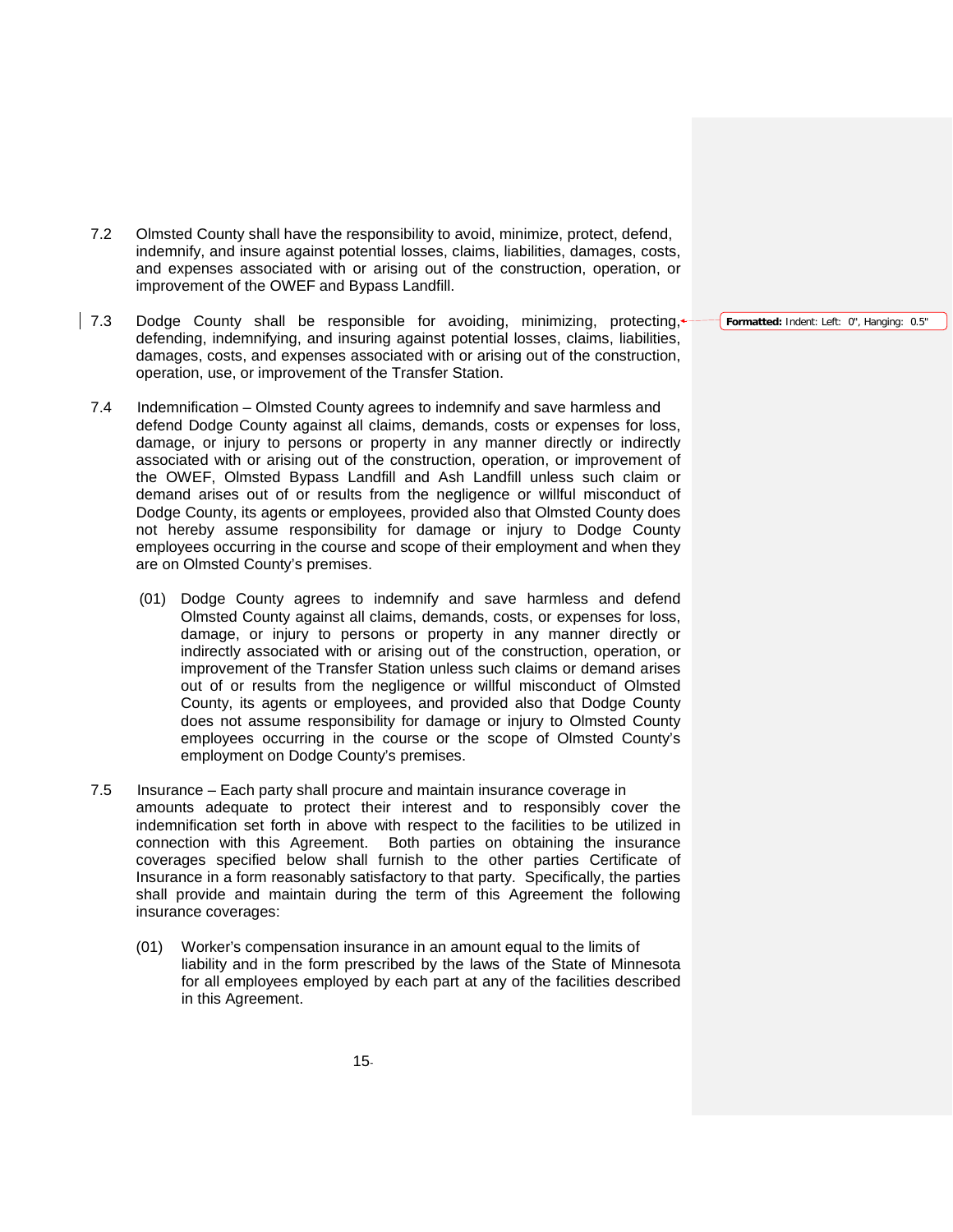7.2 Olmsted County shall have the responsibility to avoid, minimize, protect, defend, indemnify, and insure against potential losses, claims, liabilities, damages, costs, and expenses associated with or arising out of the construction, operation, or improvement of the OWEF and Bypass Landfill.

7.3 Dodge County shall be responsible for avoiding, minimizing, protecting, defending, indemnifying, and insuring against potential losses, claims, liabilities, damages, costs, and expenses associated with or arising out of the construction, operation, use, or improvement of the Transfer Station.

7.4 Indemnification – Olmsted County agrees to indemnify and save harmless and defend Dodge County against all claims, demands, costs or expenses for loss, damage, or injury to persons or property in any manner directly or indirectly associated with or arising out of the construction, operation, or improvement of the OWEF, Olmsted Bypass Landfill and Ash Landfill unless such claim or demand arises out of or results from the negligence or willful misconduct of Dodge County, its agents or employees, provided also that Olmsted County does not hereby assume responsibility for damage or injury to Dodge County employees occurring in the course and scope of their employment and when they are on Olmsted County's premises.

(01) Dodge County agrees to indemnify and save harmless and defend Olmsted County against all claims, demands, costs, or expenses for loss, damage, or injury to persons or property in any manner directly or indirectly associated with or arising out of the construction, operation, or improvement of the Transfer Station unless such claims or demand arises out of or results from the negligence or willful misconduct of Olmsted County, its agents or employees, and provided also that Dodge County does not assume responsibility for damage or injury to Olmsted County employees occurring in the course or the scope of Olmsted County's employment on Dodge County's premises.

7.5 Insurance – Each party shall procure and maintain insurance coverage in amounts adequate to protect their interest and to responsibly cover the indemnification set forth in above with respect to the facilities to be utilized in connection with this Agreement. Both parties on obtaining the insurance coverages specified below shall furnish to the other parties Certificate of Insurance in a form reasonably satisfactory to that party. Specifically, the parties shall provide and maintain during the term of this Agreement the following insurance coverages:

(01) Worker's compensation insurance in an amount equal to the limits of liability and in the form prescribed by the laws of the State of Minnesota for all employees employed by each part at any of the facilities described in this Agreement.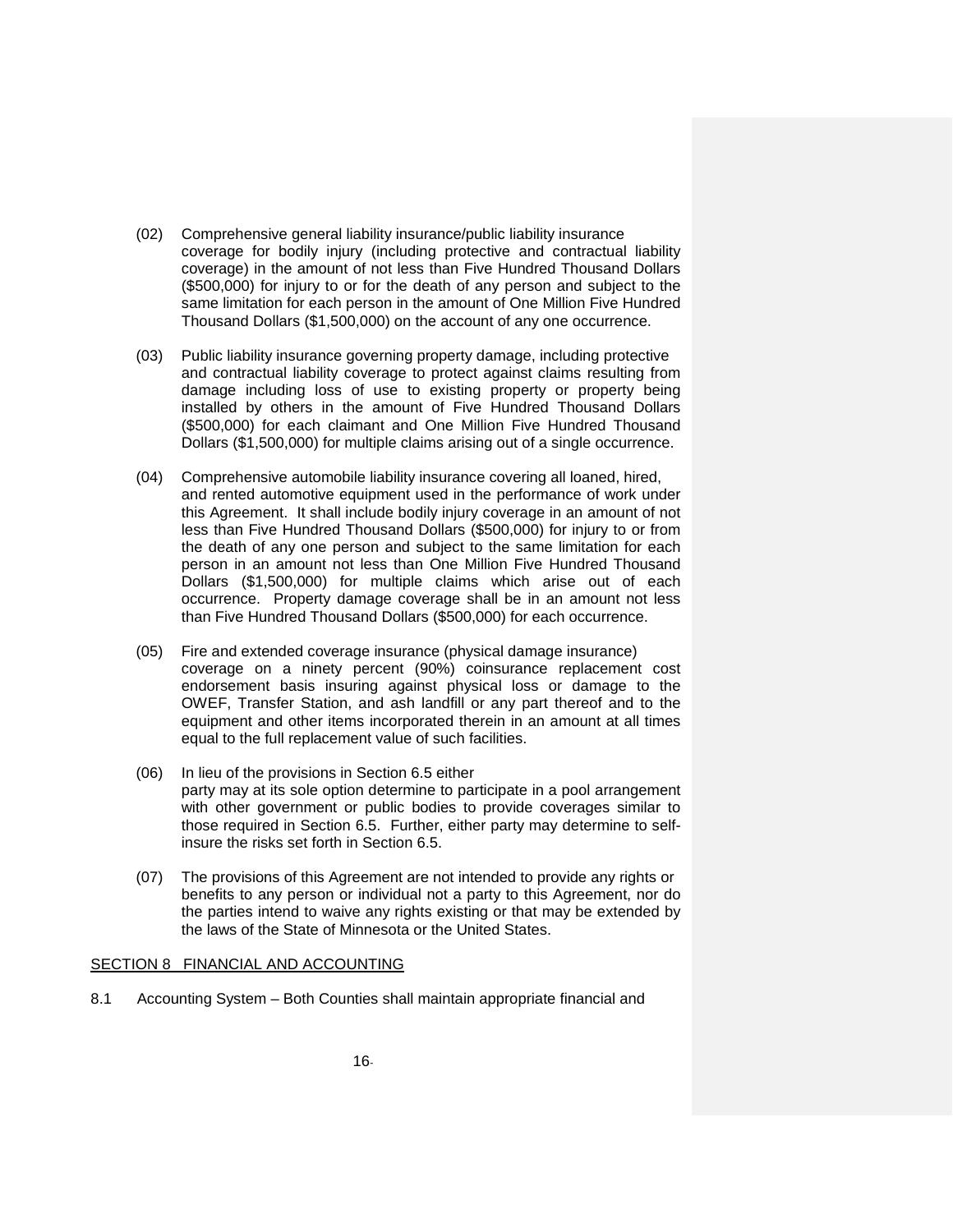(02) Comprehensive general liability insurance/public liability insurance coverage for bodily injury (including protective and contractual liability coverage) in the amount of not less than Five Hundred Thousand Dollars ($500,000) for injury to or for the death of any person and subject to the same limitation for each person in the amount of One Million Five Hundred Thousand Dollars ($1,500,000) on the account of any one occurrence.

(03) Public liability insurance governing property damage, including protective and contractual liability coverage to protect against claims resulting from damage including loss of use to existing property or property being installed by others in the amount of Five Hundred Thousand Dollars ($500,000) for each claimant and One Million Five Hundred Thousand Dollars ($1,500,000) for multiple claims arising out of a single occurrence.

(04) Comprehensive automobile liability insurance covering all loaned, hired, and rented automotive equipment used in the performance of work under this Agreement. It shall include bodily injury coverage in an amount of not less than Five Hundred Thousand Dollars ($500,000) for injury to or from the death of any one person and subject to the same limitation for each person in an amount not less than One Million Five Hundred Thousand Dollars ($1,500,000) for multiple claims which arise out of each occurrence. Property damage coverage shall be in an amount not less than Five Hundred Thousand Dollars ($500,000) for each occurrence.

(05) Fire and extended coverage insurance (physical damage insurance) coverage on a ninety percent (90%) coinsurance replacement cost endorsement basis insuring against physical loss or damage to the OWEF, Transfer Station, and ash landfill or any part thereof and to the equipment and other items incorporated therein in an amount at all times equal to the full replacement value of such facilities.

(06) In lieu of the provisions in Section 6.5 either party may at its sole option determine to participate in a pool arrangement with other government or public bodies to provide coverages similar to those required in Section 6.5. Further, either party may determine to self-insure the risks set forth in Section 6.5.

(07) The provisions of this Agreement are not intended to provide any rights or benefits to any person or individual not a party to this Agreement, nor do the parties intend to waive any rights existing or that may be extended by the laws of the State of Minnesota or the United States.

## SECTION 8 FINANCIAL AND ACCOUNTING

8.1 Accounting System – Both Counties shall maintain appropriate financial and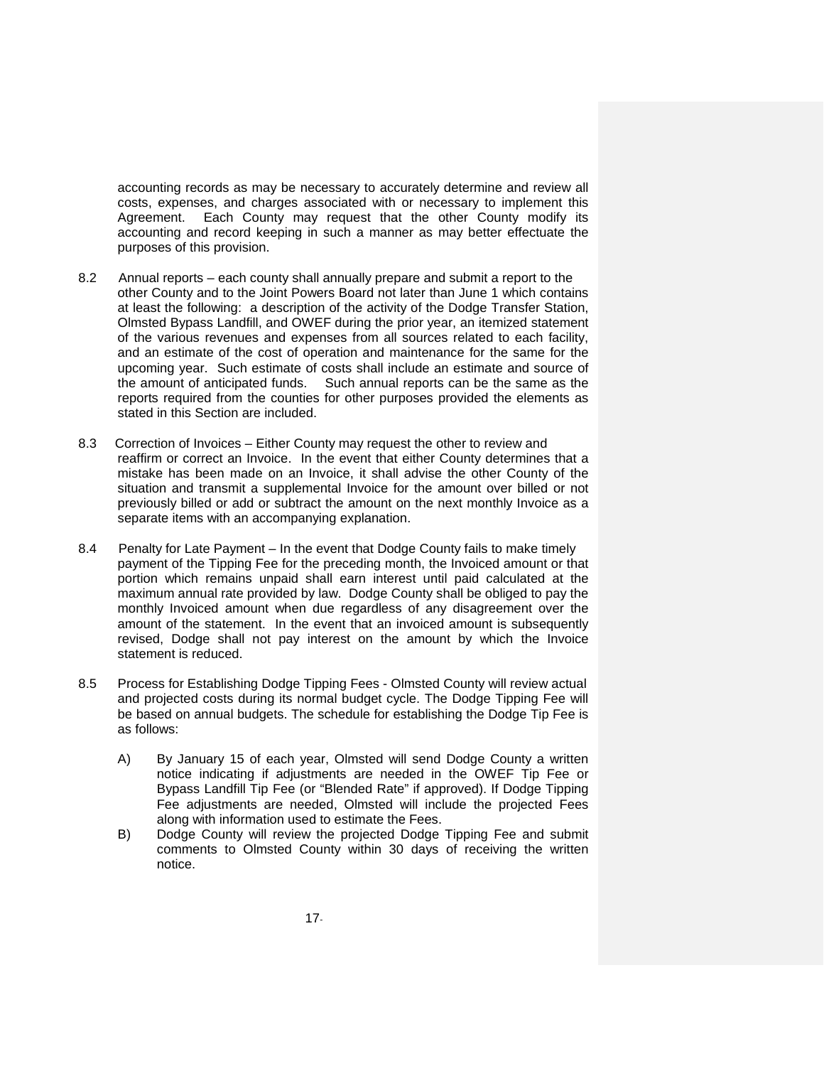accounting records as may be necessary to accurately determine and review all costs, expenses, and charges associated with or necessary to implement this Agreement. Each County may request that the other County modify its accounting and record keeping in such a manner as may better effectuate the purposes of this provision.

8.2 Annual reports – each county shall annually prepare and submit a report to the other County and to the Joint Powers Board not later than June 1 which contains at least the following: a description of the activity of the Dodge Transfer Station, Olmsted Bypass Landfill, and OWEF during the prior year, an itemized statement of the various revenues and expenses from all sources related to each facility, and an estimate of the cost of operation and maintenance for the same for the upcoming year. Such estimate of costs shall include an estimate and source of the amount of anticipated funds. Such annual reports can be the same as the reports required from the counties for other purposes provided the elements as stated in this Section are included.

8.3 Correction of Invoices – Either County may request the other to review and reaffirm or correct an Invoice. In the event that either County determines that a mistake has been made on an Invoice, it shall advise the other County of the situation and transmit a supplemental Invoice for the amount over billed or not previously billed or add or subtract the amount on the next monthly Invoice as a separate items with an accompanying explanation.

8.4 Penalty for Late Payment – In the event that Dodge County fails to make timely payment of the Tipping Fee for the preceding month, the Invoiced amount or that portion which remains unpaid shall earn interest until paid calculated at the maximum annual rate provided by law. Dodge County shall be obliged to pay the monthly Invoiced amount when due regardless of any disagreement over the amount of the statement. In the event that an invoiced amount is subsequently revised, Dodge shall not pay interest on the amount by which the Invoice statement is reduced.

8.5 Process for Establishing Dodge Tipping Fees - Olmsted County will review actual and projected costs during its normal budget cycle. The Dodge Tipping Fee will be based on annual budgets. The schedule for establishing the Dodge Tip Fee is as follows:

A) By January 15 of each year, Olmsted will send Dodge County a written notice indicating if adjustments are needed in the OWEF Tip Fee or Bypass Landfill Tip Fee (or "Blended Rate" if approved). If Dodge Tipping Fee adjustments are needed, Olmsted will include the projected Fees along with information used to estimate the Fees.

B) Dodge County will review the projected Dodge Tipping Fee and submit comments to Olmsted County within 30 days of receiving the written notice.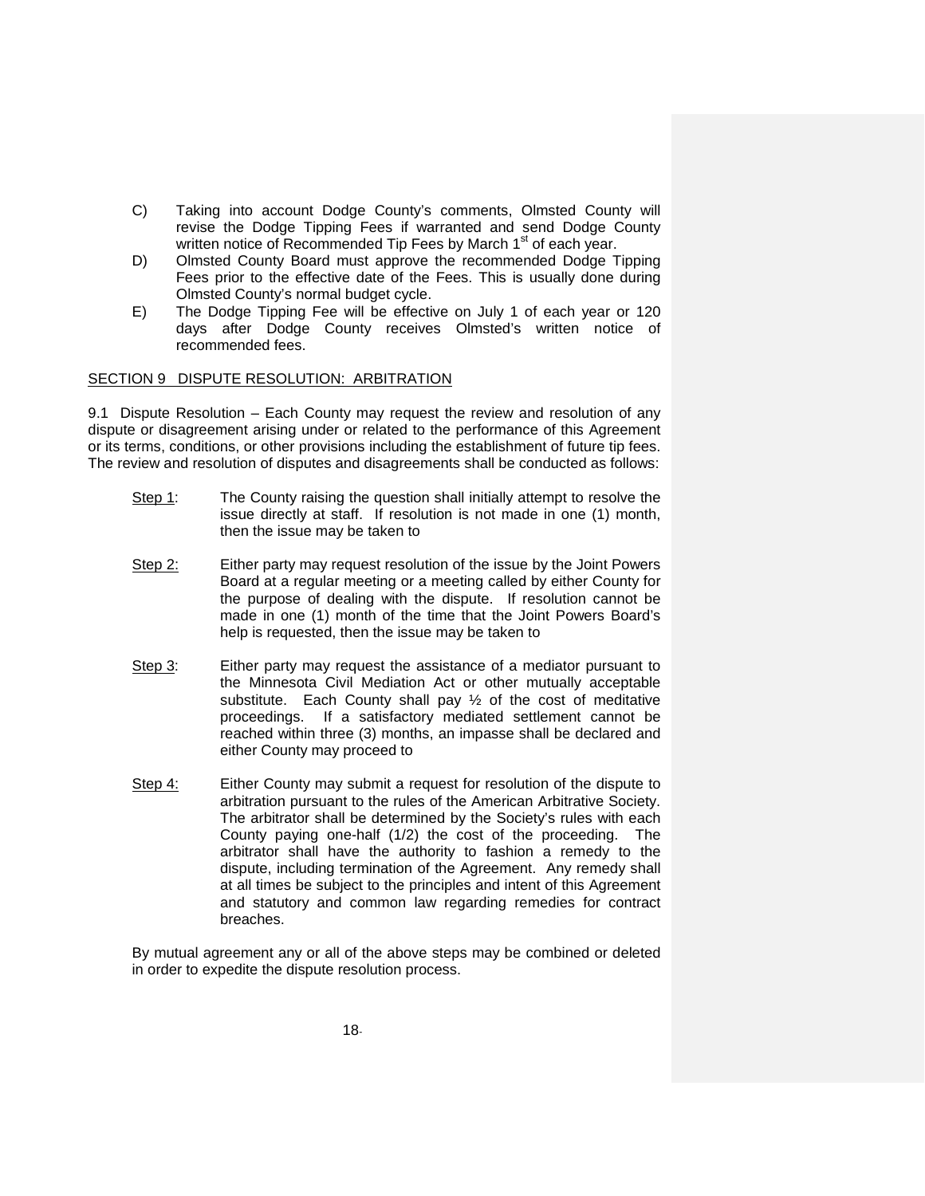C) Taking into account Dodge County's comments, Olmsted County will revise the Dodge Tipping Fees if warranted and send Dodge County written notice of Recommended Tip Fees by March 1st of each year.

D) Olmsted County Board must approve the recommended Dodge Tipping Fees prior to the effective date of the Fees. This is usually done during Olmsted County's normal budget cycle.

E) The Dodge Tipping Fee will be effective on July 1 of each year or 120 days after Dodge County receives Olmsted's written notice of recommended fees.

## SECTION 9 DISPUTE RESOLUTION: ARBITRATION

9.1 Dispute Resolution – Each County may request the review and resolution of any dispute or disagreement arising under or related to the performance of this Agreement or its terms, conditions, or other provisions including the establishment of future tip fees. The review and resolution of disputes and disagreements shall be conducted as follows:

Step 1: The County raising the question shall initially attempt to resolve the issue directly at staff. If resolution is not made in one (1) month, then the issue may be taken to

Step 2: Either party may request resolution of the issue by the Joint Powers Board at a regular meeting or a meeting called by either County for the purpose of dealing with the dispute. If resolution cannot be made in one (1) month of the time that the Joint Powers Board's help is requested, then the issue may be taken to

Step 3: Either party may request the assistance of a mediator pursuant to the Minnesota Civil Mediation Act or other mutually acceptable substitute. Each County shall pay ½ of the cost of meditative proceedings. If a satisfactory mediated settlement cannot be reached within three (3) months, an impasse shall be declared and either County may proceed to

Step 4: Either County may submit a request for resolution of the dispute to arbitration pursuant to the rules of the American Arbitrative Society. The arbitrator shall be determined by the Society's rules with each County paying one-half (1/2) the cost of the proceeding. The arbitrator shall have the authority to fashion a remedy to the dispute, including termination of the Agreement. Any remedy shall at all times be subject to the principles and intent of this Agreement and statutory and common law regarding remedies for contract breaches.

By mutual agreement any or all of the above steps may be combined or deleted in order to expedite the dispute resolution process.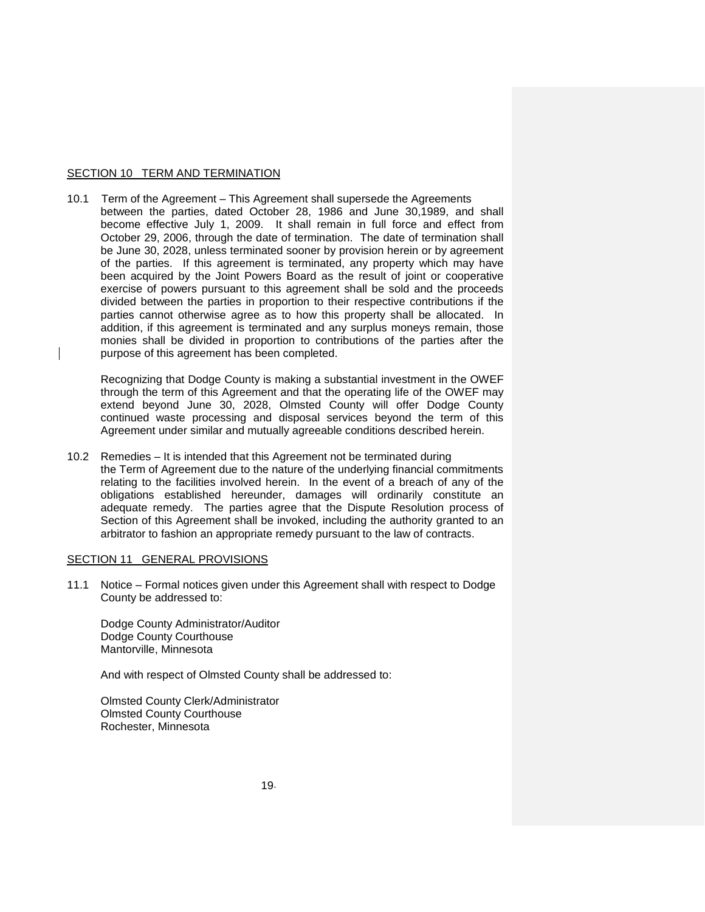SECTION 10 TERM AND TERMINATION

10.1 Term of the Agreement – This Agreement shall supersede the Agreements between the parties, dated October 28, 1986 and June 30,1989, and shall become effective July 1, 2009. It shall remain in full force and effect from October 29, 2006, through the date of termination. The date of termination shall be June 30, 2028, unless terminated sooner by provision herein or by agreement of the parties. If this agreement is terminated, any property which may have been acquired by the Joint Powers Board as the result of joint or cooperative exercise of powers pursuant to this agreement shall be sold and the proceeds divided between the parties in proportion to their respective contributions if the parties cannot otherwise agree as to how this property shall be allocated. In addition, if this agreement is terminated and any surplus moneys remain, those monies shall be divided in proportion to contributions of the parties after the purpose of this agreement has been completed.

Recognizing that Dodge County is making a substantial investment in the OWEF through the term of this Agreement and that the operating life of the OWEF may extend beyond June 30, 2028, Olmsted County will offer Dodge County continued waste processing and disposal services beyond the term of this Agreement under similar and mutually agreeable conditions described herein.

10.2 Remedies – It is intended that this Agreement not be terminated during the Term of Agreement due to the nature of the underlying financial commitments relating to the facilities involved herein. In the event of a breach of any of the obligations established hereunder, damages will ordinarily constitute an adequate remedy. The parties agree that the Dispute Resolution process of Section of this Agreement shall be invoked, including the authority granted to an arbitrator to fashion an appropriate remedy pursuant to the law of contracts.

SECTION 11 GENERAL PROVISIONS

11.1 Notice – Formal notices given under this Agreement shall with respect to Dodge County be addressed to:

Dodge County Administrator/Auditor
Dodge County Courthouse
Mantorville, Minnesota

And with respect of Olmsted County shall be addressed to:

Olmsted County Clerk/Administrator
Olmsted County Courthouse
Rochester, Minnesota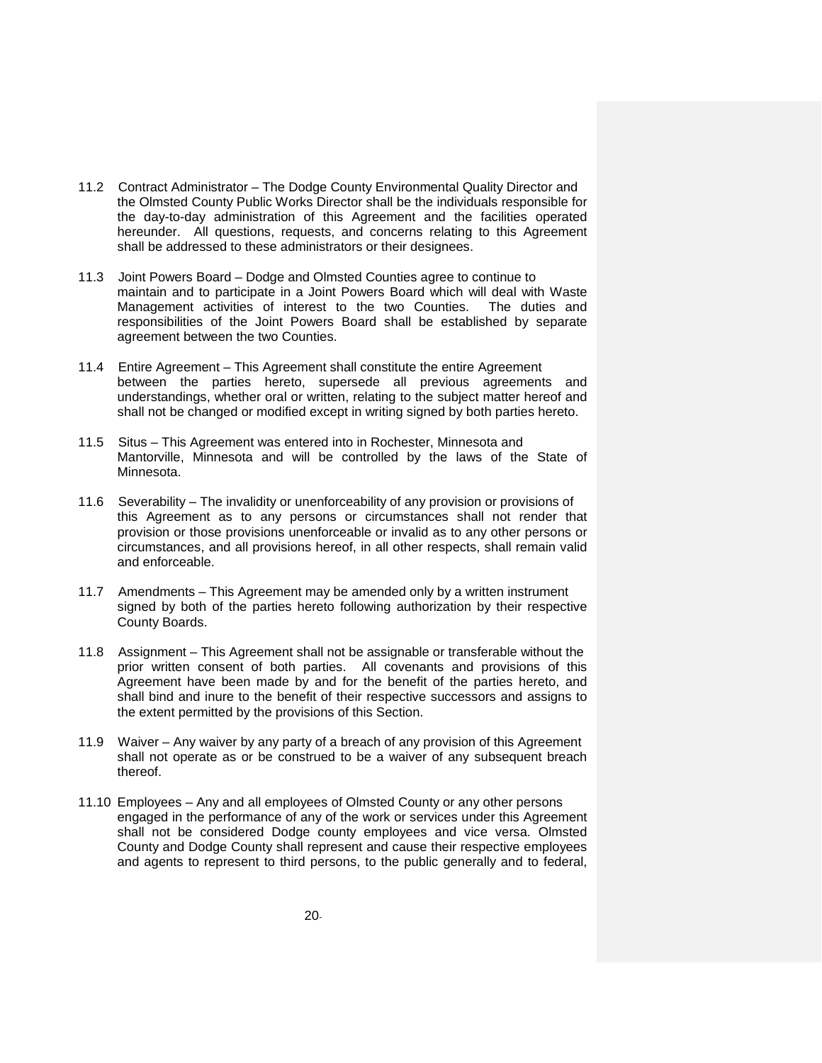11.2 Contract Administrator – The Dodge County Environmental Quality Director and the Olmsted County Public Works Director shall be the individuals responsible for the day-to-day administration of this Agreement and the facilities operated hereunder. All questions, requests, and concerns relating to this Agreement shall be addressed to these administrators or their designees.

11.3 Joint Powers Board – Dodge and Olmsted Counties agree to continue to maintain and to participate in a Joint Powers Board which will deal with Waste Management activities of interest to the two Counties. The duties and responsibilities of the Joint Powers Board shall be established by separate agreement between the two Counties.

11.4 Entire Agreement – This Agreement shall constitute the entire Agreement between the parties hereto, supersede all previous agreements and understandings, whether oral or written, relating to the subject matter hereof and shall not be changed or modified except in writing signed by both parties hereto.

11.5 Situs – This Agreement was entered into in Rochester, Minnesota and Mantorville, Minnesota and will be controlled by the laws of the State of Minnesota.

11.6 Severability – The invalidity or unenforceability of any provision or provisions of this Agreement as to any persons or circumstances shall not render that provision or those provisions unenforceable or invalid as to any other persons or circumstances, and all provisions hereof, in all other respects, shall remain valid and enforceable.

11.7 Amendments – This Agreement may be amended only by a written instrument signed by both of the parties hereto following authorization by their respective County Boards.

11.8 Assignment – This Agreement shall not be assignable or transferable without the prior written consent of both parties. All covenants and provisions of this Agreement have been made by and for the benefit of the parties hereto, and shall bind and inure to the benefit of their respective successors and assigns to the extent permitted by the provisions of this Section.

11.9 Waiver – Any waiver by any party of a breach of any provision of this Agreement shall not operate as or be construed to be a waiver of any subsequent breach thereof.

11.10 Employees – Any and all employees of Olmsted County or any other persons engaged in the performance of any of the work or services under this Agreement shall not be considered Dodge county employees and vice versa. Olmsted County and Dodge County shall represent and cause their respective employees and agents to represent to third persons, to the public generally and to federal,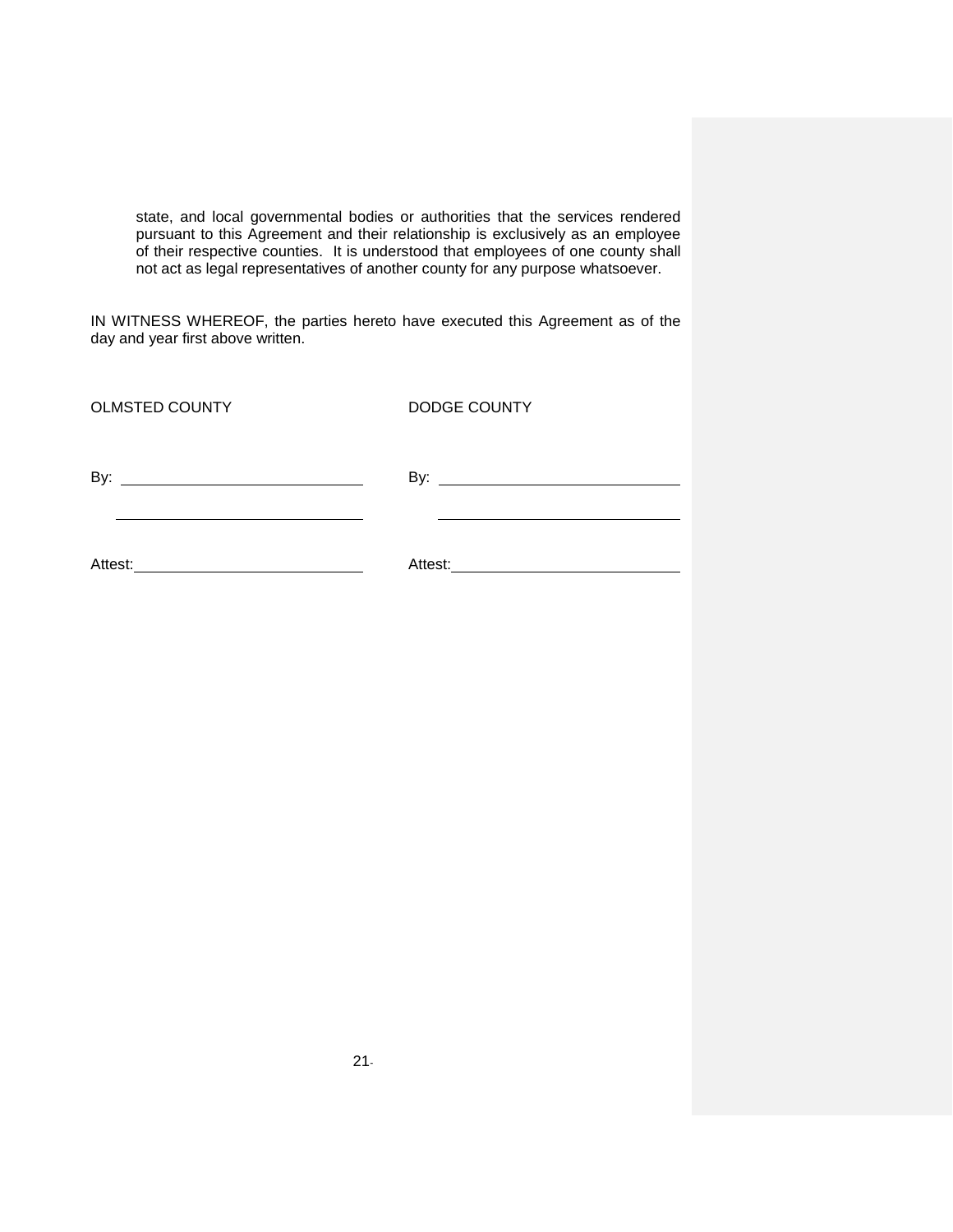state, and local governmental bodies or authorities that the services rendered pursuant to this Agreement and their relationship is exclusively as an employee of their respective counties. It is understood that employees of one county shall not act as legal representatives of another county for any purpose whatsoever.

IN WITNESS WHEREOF, the parties hereto have executed this Agreement as of the day and year first above written.

| OLMSTED COUNTY | DODGE COUNTY |
| --- | --- |
| By: ______________________________ | By: ______________________________ |
| ______________________________ | ______________________________ |
| Attest: ______________________________ | Attest: ______________________________ |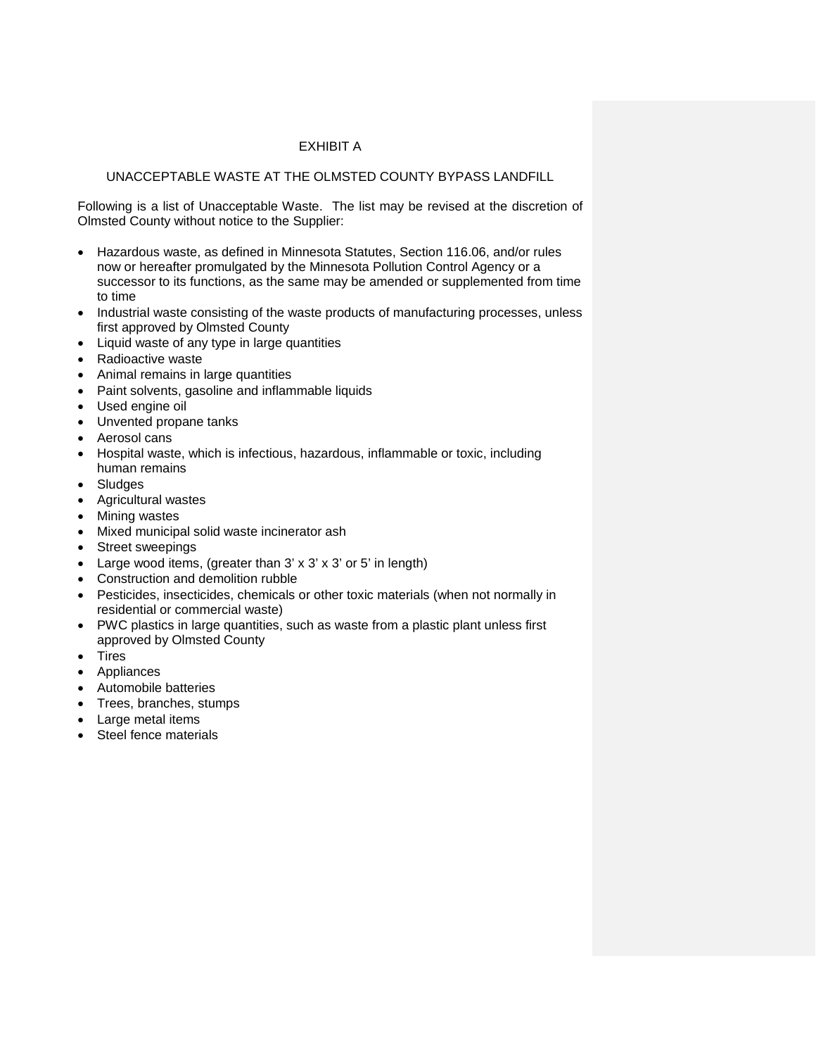# EXHIBIT A

## UNACCEPTABLE WASTE AT THE OLMSTED COUNTY BYPASS LANDFILL

Following is a list of Unacceptable Waste. The list may be revised at the discretion of Olmsted County without notice to the Supplier:

- Hazardous waste, as defined in Minnesota Statutes, Section 116.06, and/or rules now or hereafter promulgated by the Minnesota Pollution Control Agency or a successor to its functions, as the same may be amended or supplemented from time to time
- Industrial waste consisting of the waste products of manufacturing processes, unless first approved by Olmsted County
- Liquid waste of any type in large quantities
- Radioactive waste
- Animal remains in large quantities
- Paint solvents, gasoline and inflammable liquids
- Used engine oil
- Unvented propane tanks
- Aerosol cans
- Hospital waste, which is infectious, hazardous, inflammable or toxic, including human remains
- Sludges
- Agricultural wastes
- Mining wastes
- Mixed municipal solid waste incinerator ash
- Street sweepings
- Large wood items, (greater than 3' x 3' x 3' or 5' in length)
- Construction and demolition rubble
- Pesticides, insecticides, chemicals or other toxic materials (when not normally in residential or commercial waste)
- PWC plastics in large quantities, such as waste from a plastic plant unless first approved by Olmsted County
- Tires
- Appliances
- Automobile batteries
- Trees, branches, stumps
- Large metal items
- Steel fence materials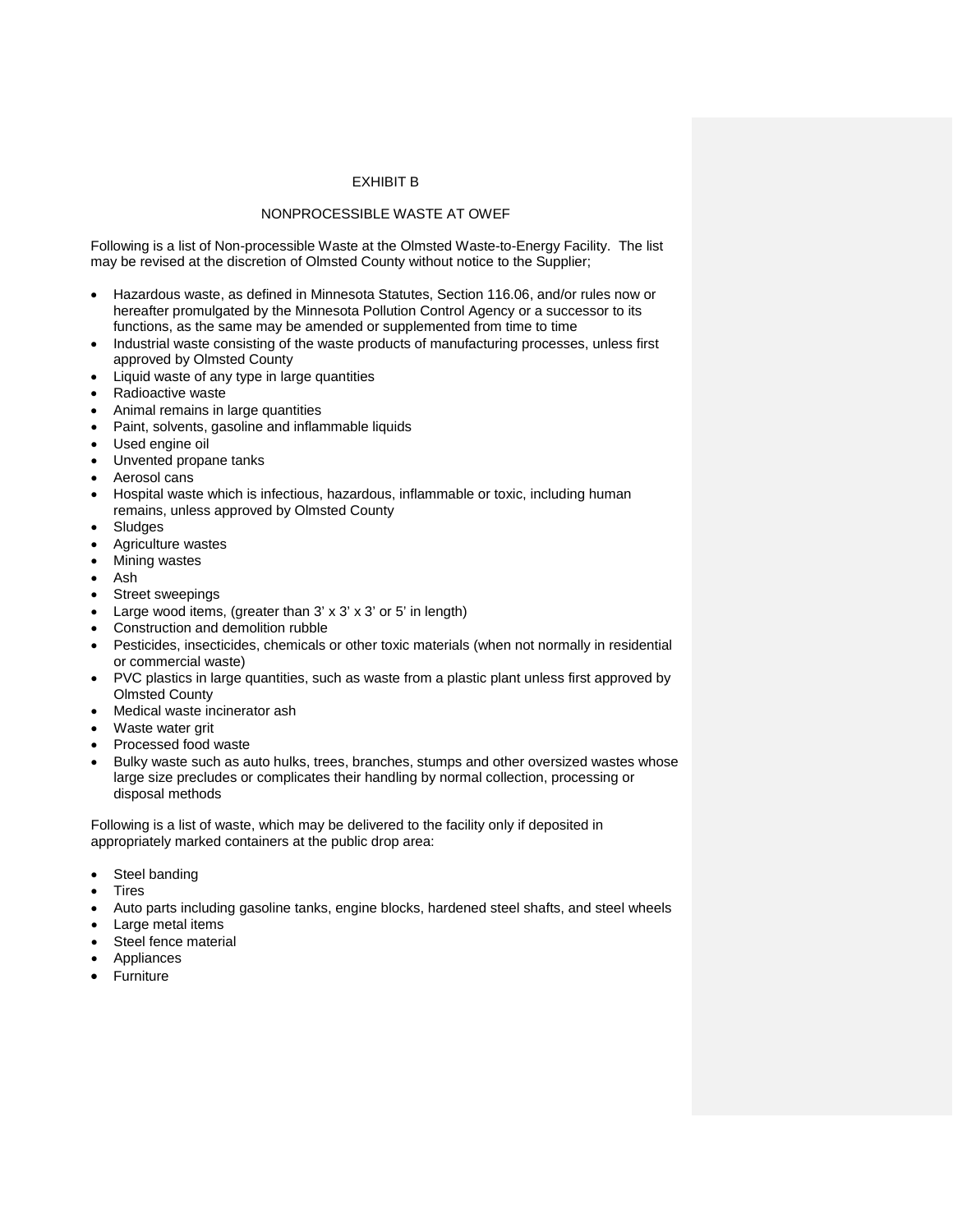# EXHIBIT B

## NONPROCESSIBLE WASTE AT OWEF

Following is a list of Non-processible Waste at the Olmsted Waste-to-Energy Facility. The list may be revised at the discretion of Olmsted County without notice to the Supplier;

- Hazardous waste, as defined in Minnesota Statutes, Section 116.06, and/or rules now or hereafter promulgated by the Minnesota Pollution Control Agency or a successor to its functions, as the same may be amended or supplemented from time to time
- Industrial waste consisting of the waste products of manufacturing processes, unless first approved by Olmsted County
- Liquid waste of any type in large quantities
- Radioactive waste
- Animal remains in large quantities
- Paint, solvents, gasoline and inflammable liquids
- Used engine oil
- Unvented propane tanks
- Aerosol cans
- Hospital waste which is infectious, hazardous, inflammable or toxic, including human remains, unless approved by Olmsted County
- Sludges
- Agriculture wastes
- Mining wastes
- Ash
- Street sweepings
- Large wood items, (greater than 3' x 3' x 3' or 5' in length)
- Construction and demolition rubble
- Pesticides, insecticides, chemicals or other toxic materials (when not normally in residential or commercial waste)
- PVC plastics in large quantities, such as waste from a plastic plant unless first approved by Olmsted County
- Medical waste incinerator ash
- Waste water grit
- Processed food waste
- Bulky waste such as auto hulks, trees, branches, stumps and other oversized wastes whose large size precludes or complicates their handling by normal collection, processing or disposal methods

Following is a list of waste, which may be delivered to the facility only if deposited in appropriately marked containers at the public drop area:

- Steel banding
- Tires
- Auto parts including gasoline tanks, engine blocks, hardened steel shafts, and steel wheels
- Large metal items
- Steel fence material
- Appliances
- Furniture